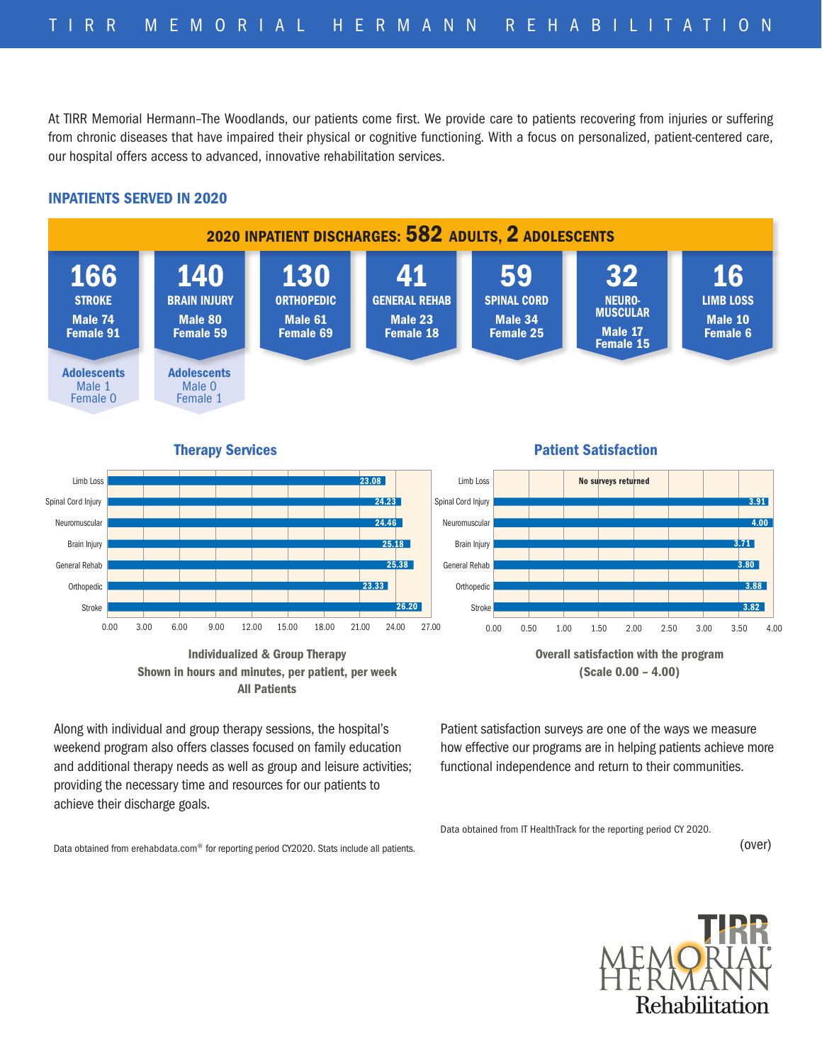# TIRR MEMORIAL HERMANN REHABILITATION

At TIRR Memorial Hermann–The Woodlands, our patients come first. We provide care to patients recovering from injuries or suffering from chronic diseases that have impaired their physical or cognitive functioning. With a focus on personalized, patient-centered care, our hospital offers access to advanced, innovative rehabilitation services.

## INPATIENTS SERVED IN 2020

### 2020 INPATIENT DISCHARGES: 582 ADULTS, 2 ADOLESCENTS

| Category | Total | Male | Female | Adolescents Male | Adolescents Female |
|---|---|---|---|---|---|
| STROKE | 166 | 74 | 91 | 1 | 0 |
| BRAIN INJURY | 140 | 80 | 59 | 0 | 1 |
| ORTHOPEDIC | 130 | 61 | 69 | | |
| GENERAL REHAB | 41 | 23 | 18 | | |
| SPINAL CORD | 59 | 34 | 25 | | |
| NEURO-MUSCULAR | 32 | 17 | 15 | | |
| LIMB LOSS | 16 | 10 | 6 | | |

### Therapy Services

| Program | Hours |
|---|---|
| Limb Loss | 23.08 |
| Spinal Cord Injury | 24.23 |
| Neuromuscular | 24.46 |
| Brain Injury | 25.18 |
| General Rehab | 25.38 |
| Orthopedic | 23.33 |
| Stroke | 26.20 |

**Individualized & Group Therapy**
**Shown in hours and minutes, per patient, per week**
**All Patients**

### Patient Satisfaction

| Program | Score |
|---|---|
| Limb Loss | No surveys returned |
| Spinal Cord Injury | 3.91 |
| Neuromuscular | 4.00 |
| Brain Injury | 3.71 |
| General Rehab | 3.80 |
| Orthopedic | 3.88 |
| Stroke | 3.82 |

**Overall satisfaction with the program**
**(Scale 0.00 – 4.00)**

Along with individual and group therapy sessions, the hospital's weekend program also offers classes focused on family education and additional therapy needs as well as group and leisure activities; providing the necessary time and resources for our patients to achieve their discharge goals.

Data obtained from erehabdata.com® for reporting period CY2020. Stats include all patients.

Patient satisfaction surveys are one of the ways we measure how effective our programs are in helping patients achieve more functional independence and return to their communities.

Data obtained from IT HealthTrack for the reporting period CY 2020.

(over)

TIRR MEMORIAL HERMANN Rehabilitation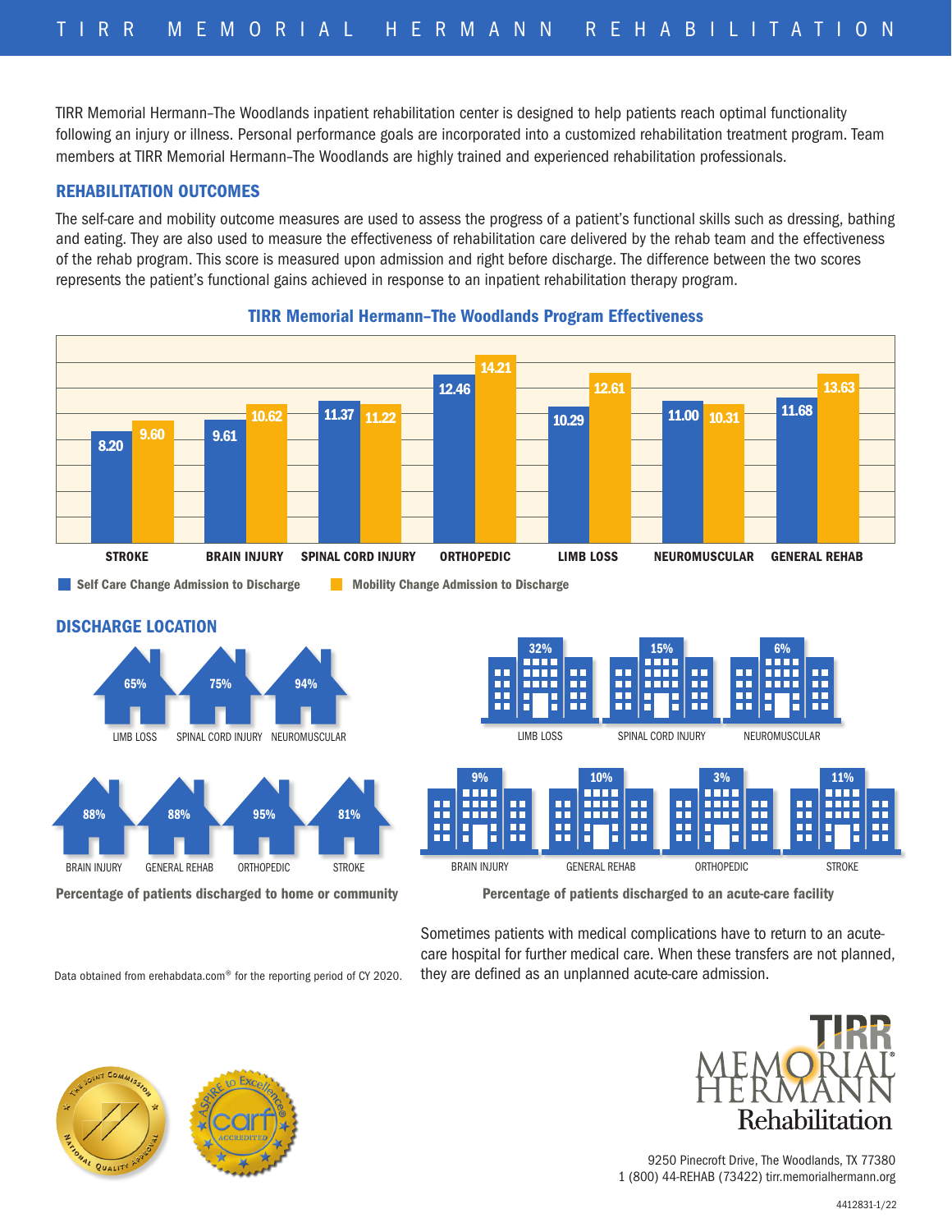TIRR MEMORIAL HERMANN REHABILITATION

TIRR Memorial Hermann–The Woodlands inpatient rehabilitation center is designed to help patients reach optimal functionality following an injury or illness. Personal performance goals are incorporated into a customized rehabilitation treatment program. Team members at TIRR Memorial Hermann–The Woodlands are highly trained and experienced rehabilitation professionals.

## REHABILITATION OUTCOMES

The self-care and mobility outcome measures are used to assess the progress of a patient's functional skills such as dressing, bathing and eating. They are also used to measure the effectiveness of rehabilitation care delivered by the rehab team and the effectiveness of the rehab program. This score is measured upon admission and right before discharge. The difference between the two scores represents the patient's functional gains achieved in response to an inpatient rehabilitation therapy program.

### TIRR Memorial Hermann–The Woodlands Program Effectiveness

STROKE 8.20 9.60
BRAIN INJURY 9.61 10.62
SPINAL CORD INJURY 11.37 11.22
ORTHOPEDIC 12.46 14.21
LIMB LOSS 10.29 12.61
NEUROMUSCULAR 11.00 10.31
GENERAL REHAB 11.68 13.63

Self Care Change Admission to Discharge
Mobility Change Admission to Discharge

## DISCHARGE LOCATION

65% LIMB LOSS
75% SPINAL CORD INJURY
94% NEUROMUSCULAR
88% BRAIN INJURY
88% GENERAL REHAB
95% ORTHOPEDIC
81% STROKE

**Percentage of patients discharged to home or community**

32% LIMB LOSS
15% SPINAL CORD INJURY
6% NEUROMUSCULAR
9% BRAIN INJURY
10% GENERAL REHAB
3% ORTHOPEDIC
11% STROKE

**Percentage of patients discharged to an acute-care facility**

Sometimes patients with medical complications have to return to an acute-care hospital for further medical care. When these transfers are not planned, they are defined as an unplanned acute-care admission.

Data obtained from erehabdata.com® for the reporting period of CY 2020.

TIRR MEMORIAL HERMANN Rehabilitation

9250 Pinecroft Drive, The Woodlands, TX 77380
1 (800) 44-REHAB (73422) tirr.memorialhermann.org

4412831-1/22